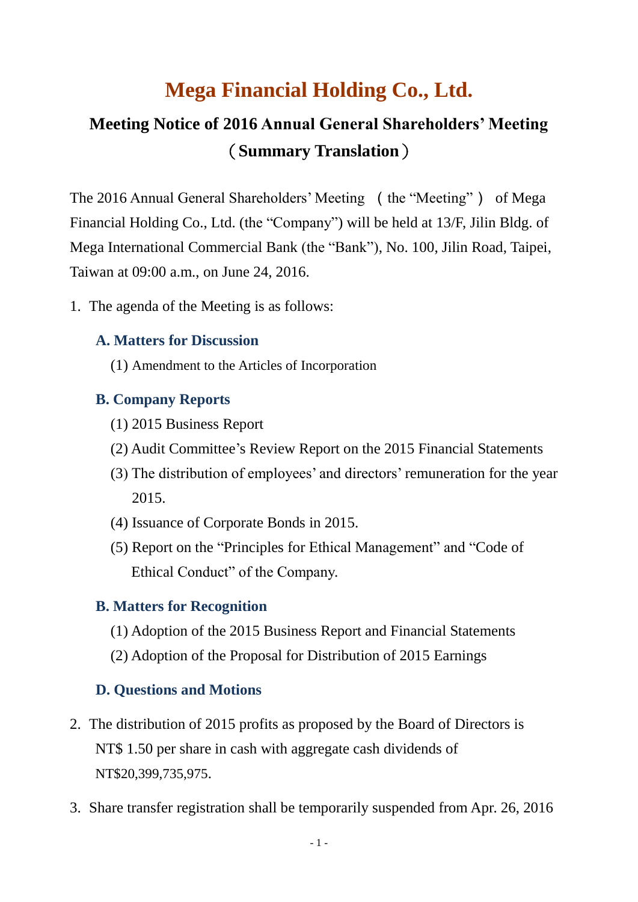# Mega Financial Holding Co., Ltd.

## Meeting Notice of 2016 Annual General Shareholders' Meeting （Summary Translation）

The 2016 Annual General Shareholders' Meeting （the "Meeting"） of Mega Financial Holding Co., Ltd. (the "Company") will be held at 13/F, Jilin Bldg. of Mega International Commercial Bank (the "Bank"), No. 100, Jilin Road, Taipei, Taiwan at 09:00 a.m., on June 24, 2016.

1. The agenda of the Meeting is as follows:

### A. Matters for Discussion

(1) Amendment to the Articles of Incorporation

### B. Company Reports

(1) 2015 Business Report

(2) Audit Committee's Review Report on the 2015 Financial Statements

(3) The distribution of employees' and directors' remuneration for the year 2015.

(4) Issuance of Corporate Bonds in 2015.

(5) Report on the "Principles for Ethical Management" and "Code of Ethical Conduct" of the Company.

### B. Matters for Recognition

(1) Adoption of the 2015 Business Report and Financial Statements

(2) Adoption of the Proposal for Distribution of 2015 Earnings

### D. Questions and Motions

2. The distribution of 2015 profits as proposed by the Board of Directors is NT$ 1.50 per share in cash with aggregate cash dividends of NT$20,399,735,975.

3. Share transfer registration shall be temporarily suspended from Apr. 26, 2016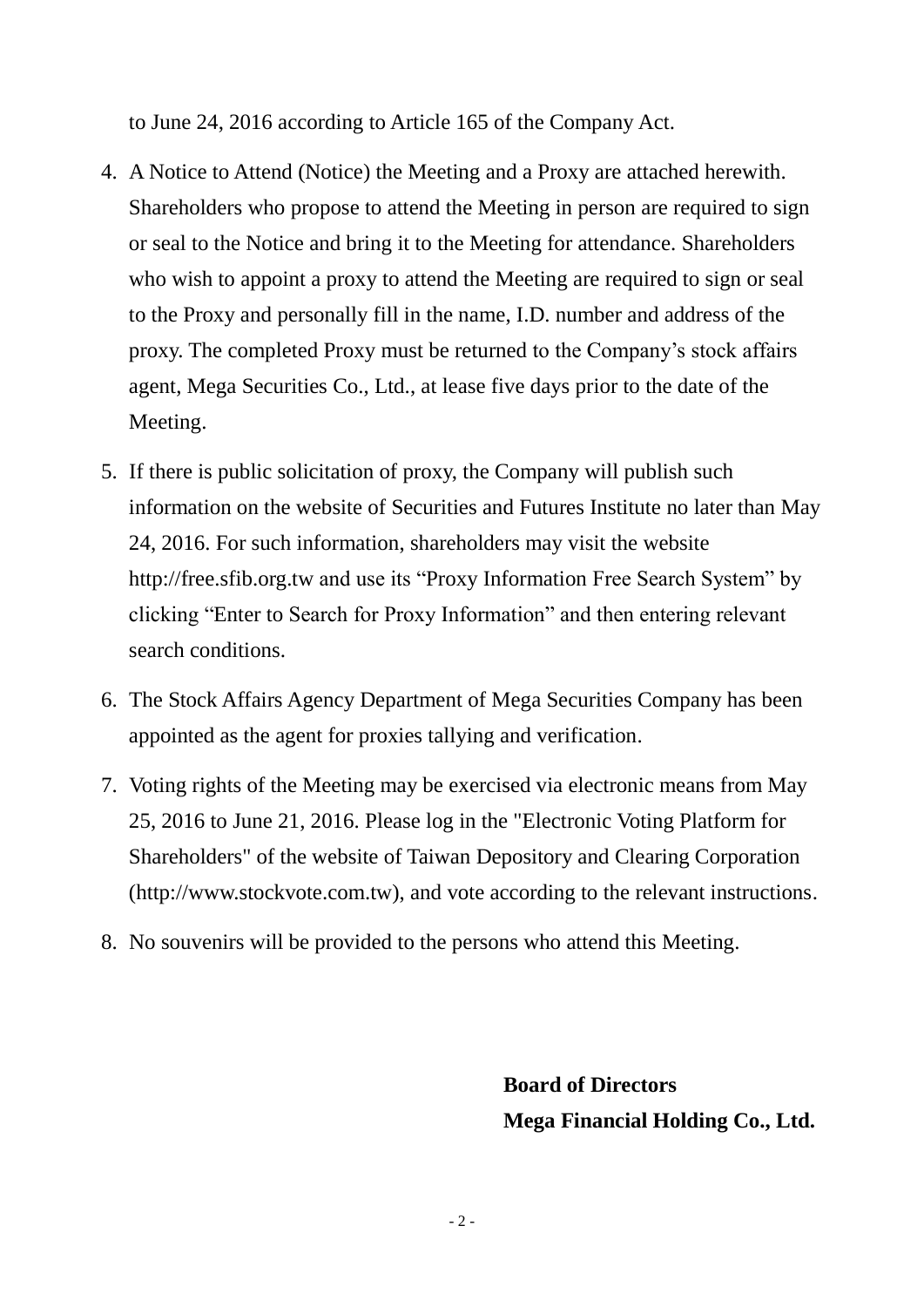to June 24, 2016 according to Article 165 of the Company Act.

4. A Notice to Attend (Notice) the Meeting and a Proxy are attached herewith. Shareholders who propose to attend the Meeting in person are required to sign or seal to the Notice and bring it to the Meeting for attendance. Shareholders who wish to appoint a proxy to attend the Meeting are required to sign or seal to the Proxy and personally fill in the name, I.D. number and address of the proxy. The completed Proxy must be returned to the Company's stock affairs agent, Mega Securities Co., Ltd., at lease five days prior to the date of the Meeting.
5. If there is public solicitation of proxy, the Company will publish such information on the website of Securities and Futures Institute no later than May 24, 2016. For such information, shareholders may visit the website http://free.sfib.org.tw and use its "Proxy Information Free Search System" by clicking "Enter to Search for Proxy Information" and then entering relevant search conditions.
6. The Stock Affairs Agency Department of Mega Securities Company has been appointed as the agent for proxies tallying and verification.
7. Voting rights of the Meeting may be exercised via electronic means from May 25, 2016 to June 21, 2016. Please log in the "Electronic Voting Platform for Shareholders" of the website of Taiwan Depository and Clearing Corporation (http://www.stockvote.com.tw), and vote according to the relevant instructions.
8. No souvenirs will be provided to the persons who attend this Meeting.

**Board of Directors**
**Mega Financial Holding Co., Ltd.**